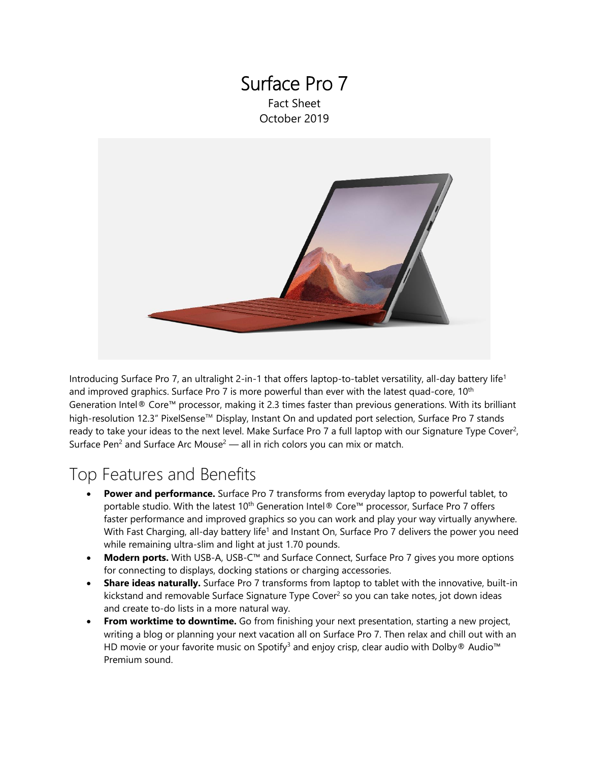# Surface Pro 7

Fact Sheet
October 2019

Introducing Surface Pro 7, an ultralight 2-in-1 that offers laptop-to-tablet versatility, all-day battery life[1] and improved graphics. Surface Pro 7 is more powerful than ever with the latest quad-core, 10th Generation Intel® Core™ processor, making it 2.3 times faster than previous generations. With its brilliant high-resolution 12.3" PixelSense™ Display, Instant On and updated port selection, Surface Pro 7 stands ready to take your ideas to the next level. Make Surface Pro 7 a full laptop with our Signature Type Cover[2], Surface Pen[2] and Surface Arc Mouse[2] — all in rich colors you can mix or match.

## Top Features and Benefits

- **Power and performance.** Surface Pro 7 transforms from everyday laptop to powerful tablet, to portable studio. With the latest 10th Generation Intel® Core™ processor, Surface Pro 7 offers faster performance and improved graphics so you can work and play your way virtually anywhere. With Fast Charging, all-day battery life[1] and Instant On, Surface Pro 7 delivers the power you need while remaining ultra-slim and light at just 1.70 pounds.
- **Modern ports.** With USB-A, USB-C™ and Surface Connect, Surface Pro 7 gives you more options for connecting to displays, docking stations or charging accessories.
- **Share ideas naturally.** Surface Pro 7 transforms from laptop to tablet with the innovative, built-in kickstand and removable Surface Signature Type Cover[2] so you can take notes, jot down ideas and create to-do lists in a more natural way.
- **From worktime to downtime.** Go from finishing your next presentation, starting a new project, writing a blog or planning your next vacation all on Surface Pro 7. Then relax and chill out with an HD movie or your favorite music on Spotify[3] and enjoy crisp, clear audio with Dolby® Audio™ Premium sound.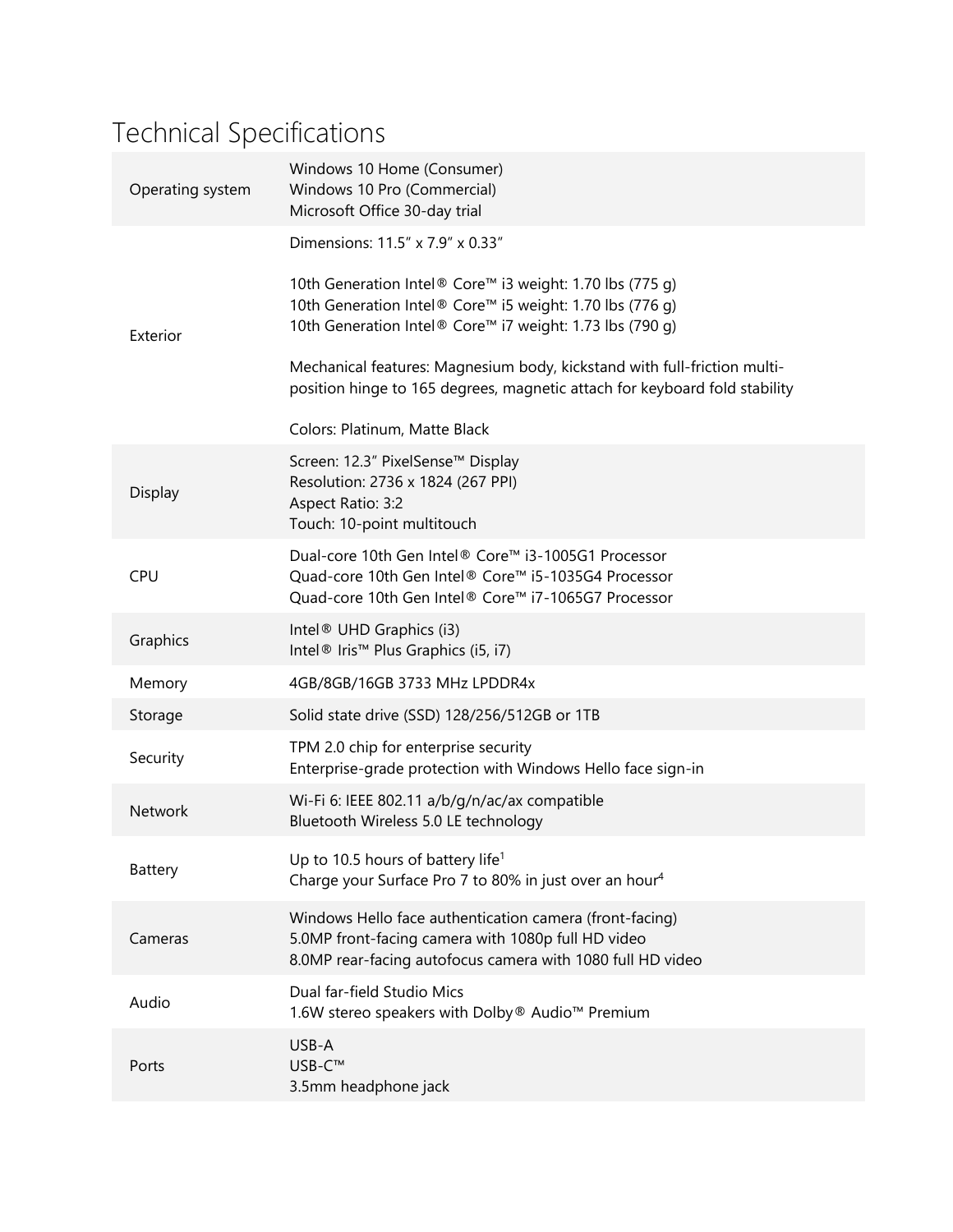# Technical Specifications

| | |
|---|---|
| Operating system | Windows 10 Home (Consumer)<br>Windows 10 Pro (Commercial)<br>Microsoft Office 30-day trial |
| Exterior | Dimensions: 11.5" x 7.9" x 0.33"<br><br>10th Generation Intel® Core™ i3 weight: 1.70 lbs (775 g)<br>10th Generation Intel® Core™ i5 weight: 1.70 lbs (776 g)<br>10th Generation Intel® Core™ i7 weight: 1.73 lbs (790 g)<br><br>Mechanical features: Magnesium body, kickstand with full-friction multi-position hinge to 165 degrees, magnetic attach for keyboard fold stability<br><br>Colors: Platinum, Matte Black |
| Display | Screen: 12.3" PixelSense™ Display<br>Resolution: 2736 x 1824 (267 PPI)<br>Aspect Ratio: 3:2<br>Touch: 10-point multitouch |
| CPU | Dual-core 10th Gen Intel® Core™ i3-1005G1 Processor<br>Quad-core 10th Gen Intel® Core™ i5-1035G4 Processor<br>Quad-core 10th Gen Intel® Core™ i7-1065G7 Processor |
| Graphics | Intel® UHD Graphics (i3)<br>Intel® Iris™ Plus Graphics (i5, i7) |
| Memory | 4GB/8GB/16GB 3733 MHz LPDDR4x |
| Storage | Solid state drive (SSD) 128/256/512GB or 1TB |
| Security | TPM 2.0 chip for enterprise security<br>Enterprise-grade protection with Windows Hello face sign-in |
| Network | Wi-Fi 6: IEEE 802.11 a/b/g/n/ac/ax compatible<br>Bluetooth Wireless 5.0 LE technology |
| Battery | Up to 10.5 hours of battery life[1]<br>Charge your Surface Pro 7 to 80% in just over an hour[4] |
| Cameras | Windows Hello face authentication camera (front-facing)<br>5.0MP front-facing camera with 1080p full HD video<br>8.0MP rear-facing autofocus camera with 1080 full HD video |
| Audio | Dual far-field Studio Mics<br>1.6W stereo speakers with Dolby® Audio™ Premium |
| Ports | USB-A<br>USB-C™<br>3.5mm headphone jack |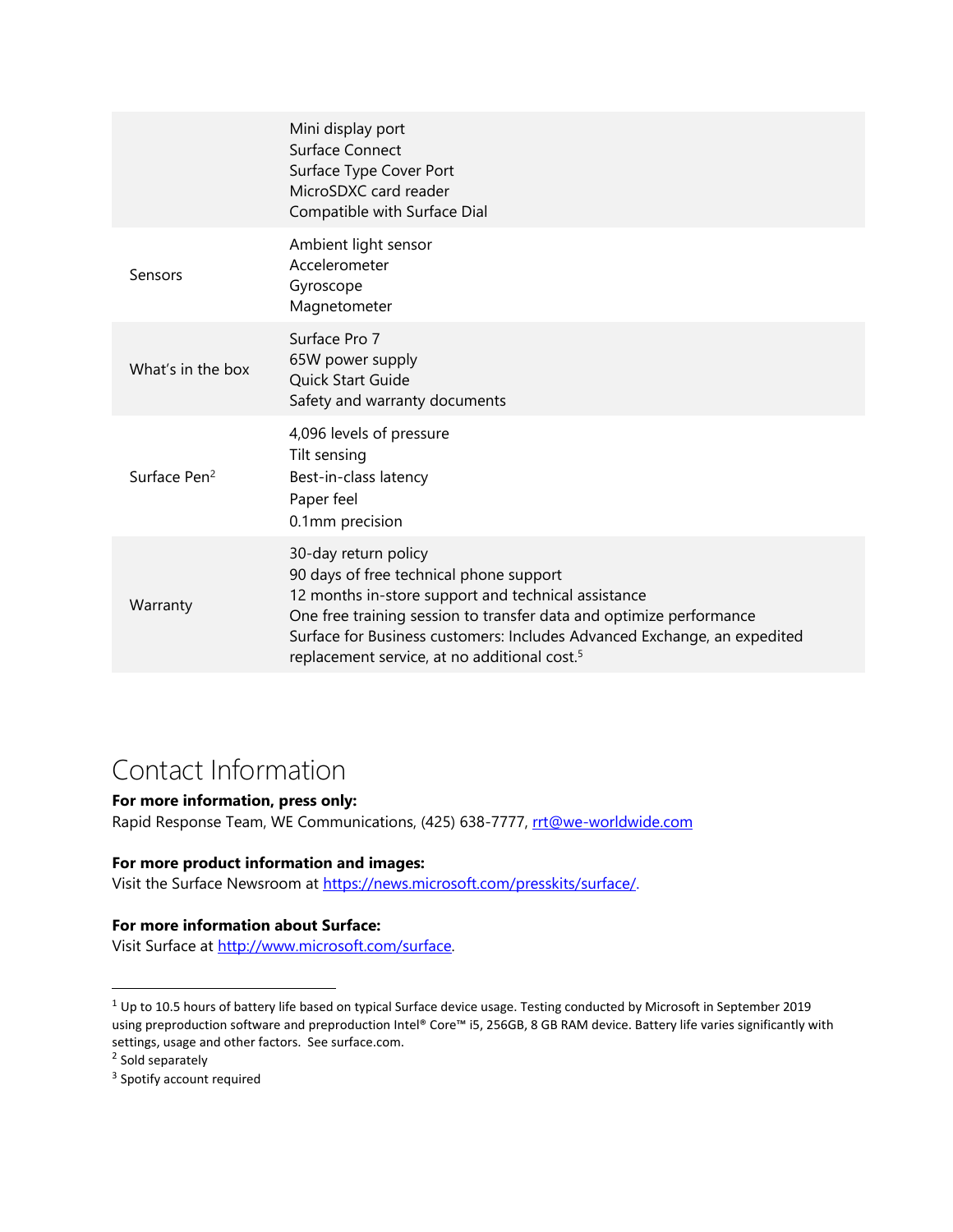| | |
|---|---|
| | Mini display port<br>Surface Connect<br>Surface Type Cover Port<br>MicroSDXC card reader<br>Compatible with Surface Dial |
| Sensors | Ambient light sensor<br>Accelerometer<br>Gyroscope<br>Magnetometer |
| What's in the box | Surface Pro 7<br>65W power supply<br>Quick Start Guide<br>Safety and warranty documents |
| Surface Pen[2] | 4,096 levels of pressure<br>Tilt sensing<br>Best-in-class latency<br>Paper feel<br>0.1mm precision |
| Warranty | 30-day return policy<br>90 days of free technical phone support<br>12 months in-store support and technical assistance<br>One free training session to transfer data and optimize performance<br>Surface for Business customers: Includes Advanced Exchange, an expedited replacement service, at no additional cost.[5] |

# Contact Information

**For more information, press only:**
Rapid Response Team, WE Communications, (425) 638-7777, rrt@we-worldwide.com

**For more product information and images:**
Visit the Surface Newsroom at https://news.microsoft.com/presskits/surface/.

**For more information about Surface:**
Visit Surface at http://www.microsoft.com/surface.

---

[1] Up to 10.5 hours of battery life based on typical Surface device usage. Testing conducted by Microsoft in September 2019 using preproduction software and preproduction Intel® Core™ i5, 256GB, 8 GB RAM device. Battery life varies significantly with settings, usage and other factors. See surface.com.

[2] Sold separately

[3] Spotify account required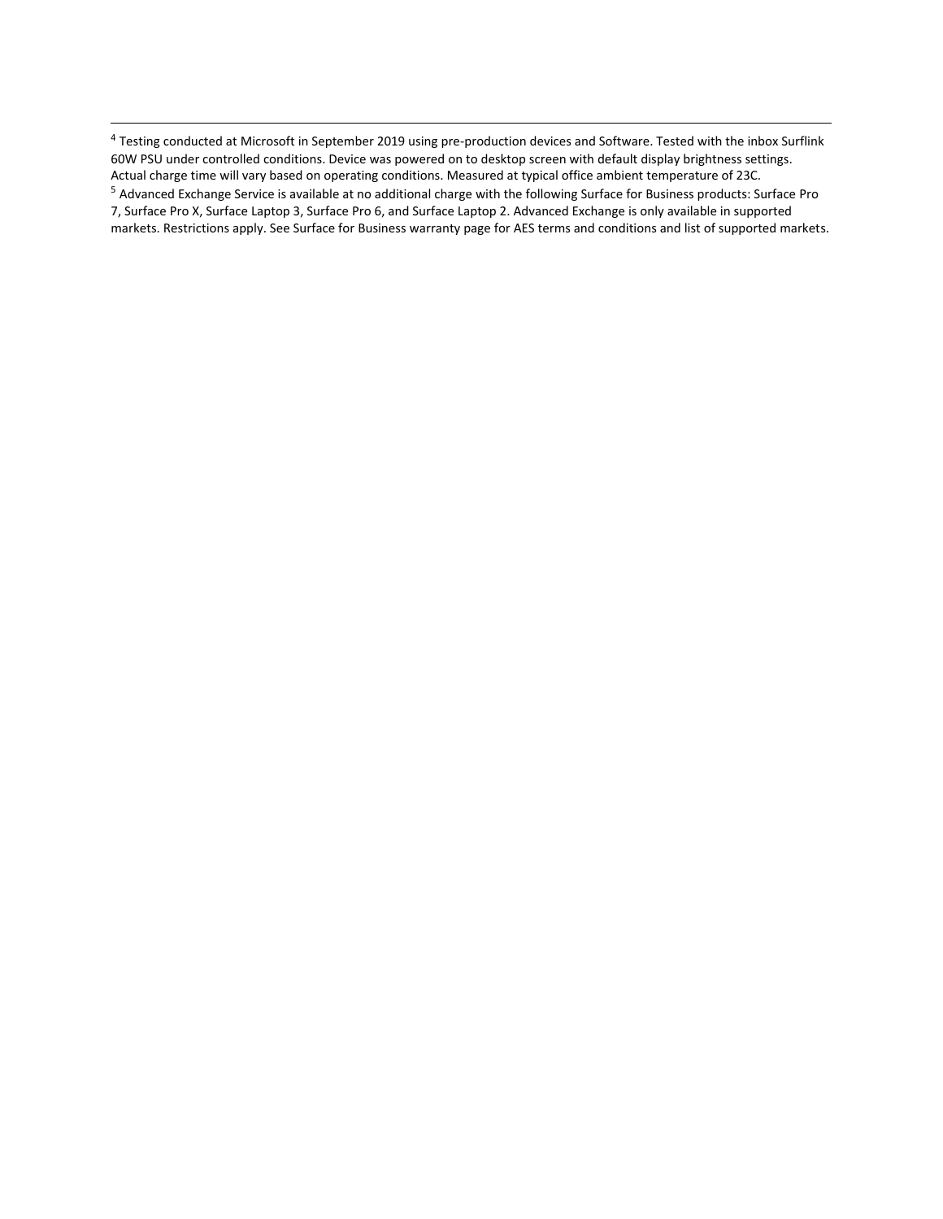[4] Testing conducted at Microsoft in September 2019 using pre-production devices and Software. Tested with the inbox Surflink 60W PSU under controlled conditions. Device was powered on to desktop screen with default display brightness settings. Actual charge time will vary based on operating conditions. Measured at typical office ambient temperature of 23C.

[5] Advanced Exchange Service is available at no additional charge with the following Surface for Business products: Surface Pro 7, Surface Pro X, Surface Laptop 3, Surface Pro 6, and Surface Laptop 2. Advanced Exchange is only available in supported markets. Restrictions apply. See Surface for Business warranty page for AES terms and conditions and list of supported markets.